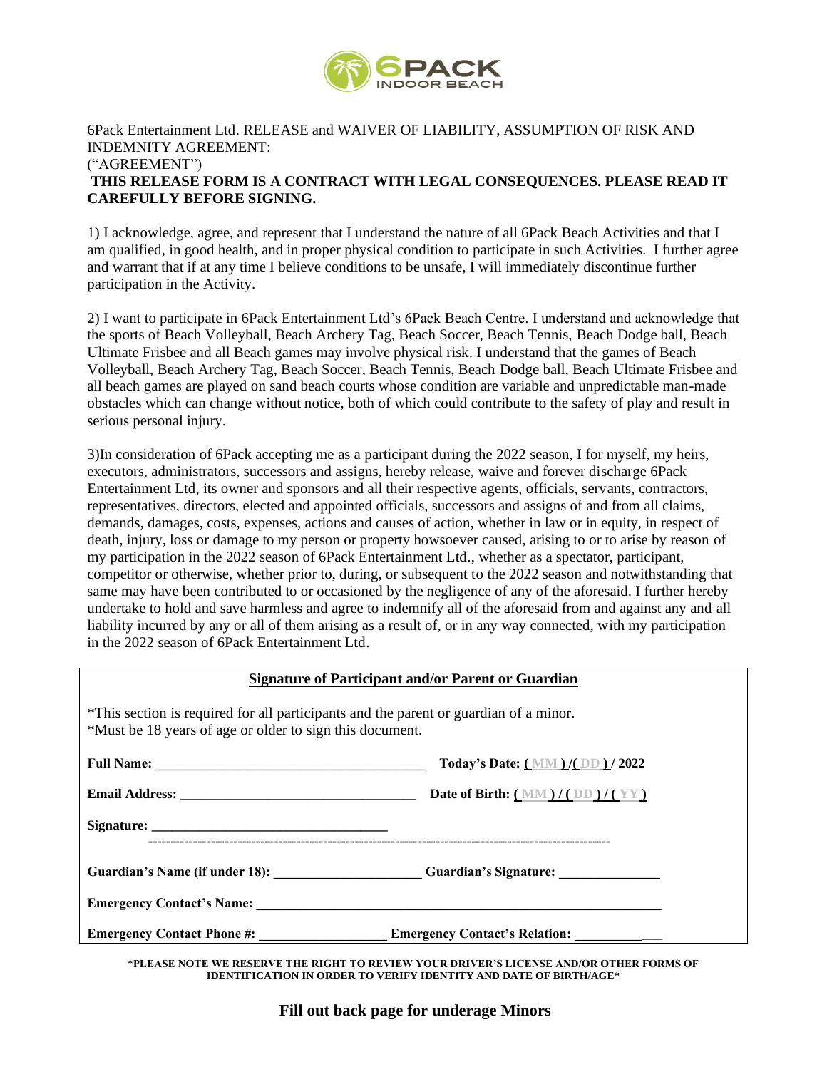6Pack Entertainment Ltd. RELEASE and WAIVER OF LIABILITY, ASSUMPTION OF RISK AND INDEMNITY AGREEMENT:
("AGREEMENT")

**THIS RELEASE FORM IS A CONTRACT WITH LEGAL CONSEQUENCES. PLEASE READ IT CAREFULLY BEFORE SIGNING.**

1) I acknowledge, agree, and represent that I understand the nature of all 6Pack Beach Activities and that I am qualified, in good health, and in proper physical condition to participate in such Activities. I further agree and warrant that if at any time I believe conditions to be unsafe, I will immediately discontinue further participation in the Activity.

2) I want to participate in 6Pack Entertainment Ltd's 6Pack Beach Centre. I understand and acknowledge that the sports of Beach Volleyball, Beach Archery Tag, Beach Soccer, Beach Tennis, Beach Dodge ball, Beach Ultimate Frisbee and all Beach games may involve physical risk. I understand that the games of Beach Volleyball, Beach Archery Tag, Beach Soccer, Beach Tennis, Beach Dodge ball, Beach Ultimate Frisbee and all beach games are played on sand beach courts whose condition are variable and unpredictable man-made obstacles which can change without notice, both of which could contribute to the safety of play and result in serious personal injury.

3)In consideration of 6Pack accepting me as a participant during the 2022 season, I for myself, my heirs, executors, administrators, successors and assigns, hereby release, waive and forever discharge 6Pack Entertainment Ltd, its owner and sponsors and all their respective agents, officials, servants, contractors, representatives, directors, elected and appointed officials, successors and assigns of and from all claims, demands, damages, costs, expenses, actions and causes of action, whether in law or in equity, in respect of death, injury, loss or damage to my person or property howsoever caused, arising to or to arise by reason of my participation in the 2022 season of 6Pack Entertainment Ltd., whether as a spectator, participant, competitor or otherwise, whether prior to, during, or subsequent to the 2022 season and notwithstanding that same may have been contributed to or occasioned by the negligence of any of the aforesaid. I further hereby undertake to hold and save harmless and agree to indemnify all of the aforesaid from and against any and all liability incurred by any or all of them arising as a result of, or in any way connected, with my participation in the 2022 season of 6Pack Entertainment Ltd.

**Signature of Participant and/or Parent or Guardian**

*This section is required for all participants and the parent or guardian of a minor.
*Must be 18 years of age or older to sign this document.

**Full Name:** ______________________________________ **Today's Date:** ( MM ) /( DD ) / 2022

**Email Address:** ________________________________ **Date of Birth:** ( MM ) / ( DD ) / ( YY )

**Signature:** __________________________________

---

**Guardian's Name (if under 18):** ____________________ **Guardian's Signature:** ______________

**Emergency Contact's Name:** __________________________________________________________

**Emergency Contact Phone #:** __________________ **Emergency Contact's Relation:** ____________

***PLEASE NOTE WE RESERVE THE RIGHT TO REVIEW YOUR DRIVER'S LICENSE AND/OR OTHER FORMS OF IDENTIFICATION IN ORDER TO VERIFY IDENTITY AND DATE OF BIRTH/AGE***

**Fill out back page for underage Minors**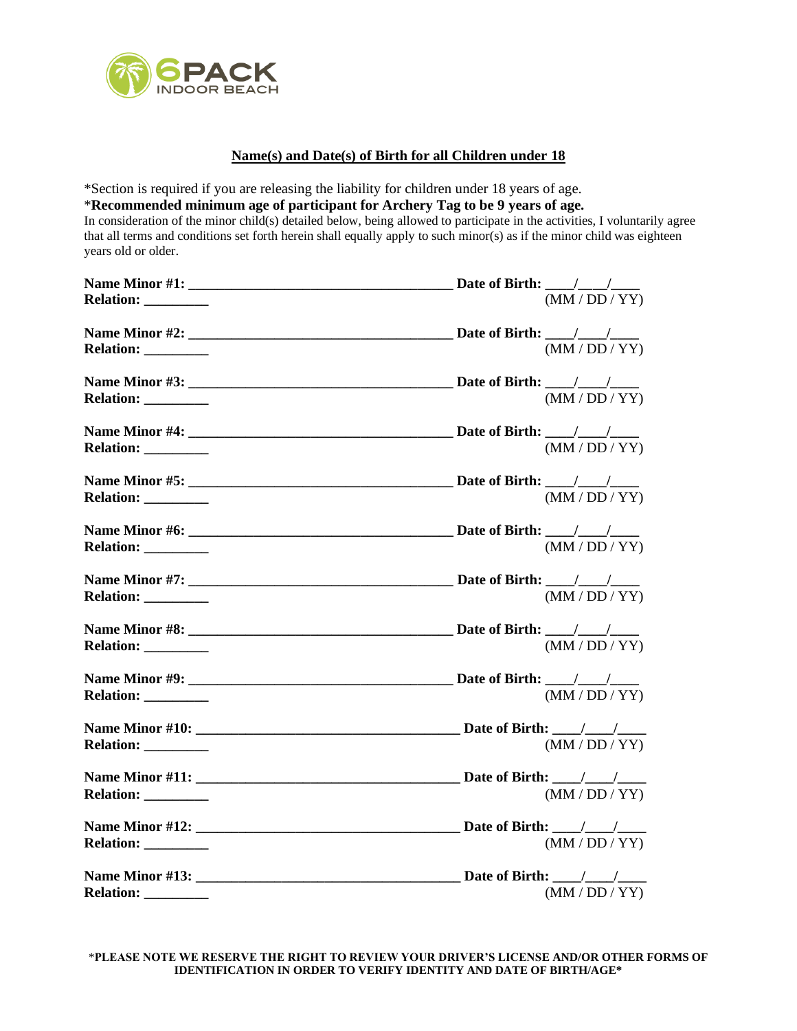## Name(s) and Date(s) of Birth for all Children under 18

*Section is required if you are releasing the liability for children under 18 years of age.
***Recommended minimum age of participant for Archery Tag to be 9 years of age.**
In consideration of the minor child(s) detailed below, being allowed to participate in the activities, I voluntarily agree that all terms and conditions set forth herein shall equally apply to such minor(s) as if the minor child was eighteen years old or older.

**Name Minor #1:** ____________________________________ **Date of Birth:** ____/____/____
**Relation:** _________ (MM / DD / YY)

**Name Minor #2:** ____________________________________ **Date of Birth:** ____/____/____
**Relation:** _________ (MM / DD / YY)

**Name Minor #3:** ____________________________________ **Date of Birth:** ____/____/____
**Relation:** _________ (MM / DD / YY)

**Name Minor #4:** ____________________________________ **Date of Birth:** ____/____/____
**Relation:** _________ (MM / DD / YY)

**Name Minor #5:** ____________________________________ **Date of Birth:** ____/____/____
**Relation:** _________ (MM / DD / YY)

**Name Minor #6:** ____________________________________ **Date of Birth:** ____/____/____
**Relation:** _________ (MM / DD / YY)

**Name Minor #7:** ____________________________________ **Date of Birth:** ____/____/____
**Relation:** _________ (MM / DD / YY)

**Name Minor #8:** ____________________________________ **Date of Birth:** ____/____/____
**Relation:** _________ (MM / DD / YY)

**Name Minor #9:** ____________________________________ **Date of Birth:** ____/____/____
**Relation:** _________ (MM / DD / YY)

**Name Minor #10:** ____________________________________ **Date of Birth:** ____/____/____
**Relation:** _________ (MM / DD / YY)

**Name Minor #11:** ____________________________________ **Date of Birth:** ____/____/____
**Relation:** _________ (MM / DD / YY)

**Name Minor #12:** ____________________________________ **Date of Birth:** ____/____/____
**Relation:** _________ (MM / DD / YY)

**Name Minor #13:** ____________________________________ **Date of Birth:** ____/____/____
**Relation:** _________ (MM / DD / YY)

***PLEASE NOTE WE RESERVE THE RIGHT TO REVIEW YOUR DRIVER'S LICENSE AND/OR OTHER FORMS OF IDENTIFICATION IN ORDER TO VERIFY IDENTITY AND DATE OF BIRTH/AGE***